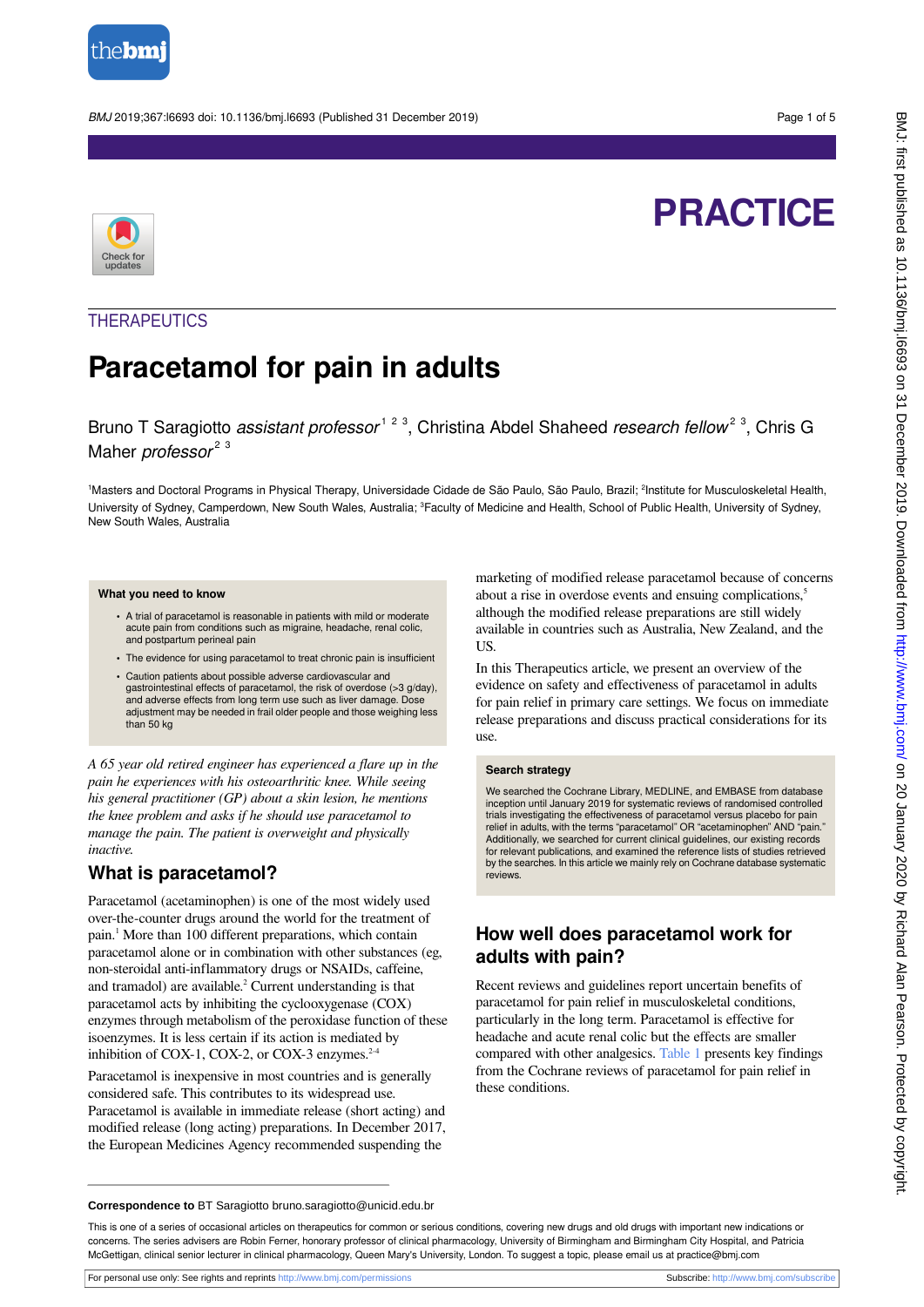# PRACTICE

## THERAPEUTICS

# Paracetamol for pain in adults

Bruno T Saragiotto *assistant professor*[1 2 3], Christina Abdel Shaheed *research fellow*[2 3], Chris G Maher *professor*[2 3]

[1]Masters and Doctoral Programs in Physical Therapy, Universidade Cidade de São Paulo, São Paulo, Brazil; [2]Institute for Musculoskeletal Health, University of Sydney, Camperdown, New South Wales, Australia; [3]Faculty of Medicine and Health, School of Public Health, University of Sydney, New South Wales, Australia

### What you need to know

- A trial of paracetamol is reasonable in patients with mild or moderate acute pain from conditions such as migraine, headache, renal colic, and postpartum perineal pain
- The evidence for using paracetamol to treat chronic pain is insufficient
- Caution patients about possible adverse cardiovascular and gastrointestinal effects of paracetamol, the risk of overdose (>3 g/day), and adverse effects from long term use such as liver damage. Dose adjustment may be needed in frail older people and those weighing less than 50 kg

*A 65 year old retired engineer has experienced a flare up in the pain he experiences with his osteoarthritic knee. While seeing his general practitioner (GP) about a skin lesion, he mentions the knee problem and asks if he should use paracetamol to manage the pain. The patient is overweight and physically inactive.*

## What is paracetamol?

Paracetamol (acetaminophen) is one of the most widely used over-the-counter drugs around the world for the treatment of pain.[1] More than 100 different preparations, which contain paracetamol alone or in combination with other substances (eg, non-steroidal anti-inflammatory drugs or NSAIDs, caffeine, and tramadol) are available.[2] Current understanding is that paracetamol acts by inhibiting the cyclooxygenase (COX) enzymes through metabolism of the peroxidase function of these isoenzymes. It is less certain if its action is mediated by inhibition of COX-1, COX-2, or COX-3 enzymes.[2-4]

Paracetamol is inexpensive in most countries and is generally considered safe. This contributes to its widespread use. Paracetamol is available in immediate release (short acting) and modified release (long acting) preparations. In December 2017, the European Medicines Agency recommended suspending the marketing of modified release paracetamol because of concerns about a rise in overdose events and ensuing complications,[5] although the modified release preparations are still widely available in countries such as Australia, New Zealand, and the US.

In this Therapeutics article, we present an overview of the evidence on safety and effectiveness of paracetamol in adults for pain relief in primary care settings. We focus on immediate release preparations and discuss practical considerations for its use.

### Search strategy

We searched the Cochrane Library, MEDLINE, and EMBASE from database inception until January 2019 for systematic reviews of randomised controlled trials investigating the effectiveness of paracetamol versus placebo for pain relief in adults, with the terms "paracetamol" OR "acetaminophen" AND "pain." Additionally, we searched for current clinical guidelines, our existing records for relevant publications, and examined the reference lists of studies retrieved by the searches. In this article we mainly rely on Cochrane database systematic reviews.

## How well does paracetamol work for adults with pain?

Recent reviews and guidelines report uncertain benefits of paracetamol for pain relief in musculoskeletal conditions, particularly in the long term. Paracetamol is effective for headache and acute renal colic but the effects are smaller compared with other analgesics. Table 1 presents key findings from the Cochrane reviews of paracetamol for pain relief in these conditions.

**Correspondence to** BT Saragiotto bruno.saragiotto@unicid.edu.br

This is one of a series of occasional articles on therapeutics for common or serious conditions, covering new drugs and old drugs with important new indications or concerns. The series advisers are Robin Ferner, honorary professor of clinical pharmacology, University of Birmingham and Birmingham City Hospital, and Patricia McGettigan, clinical senior lecturer in clinical pharmacology, Queen Mary's University, London. To suggest a topic, please email us at practice@bmj.com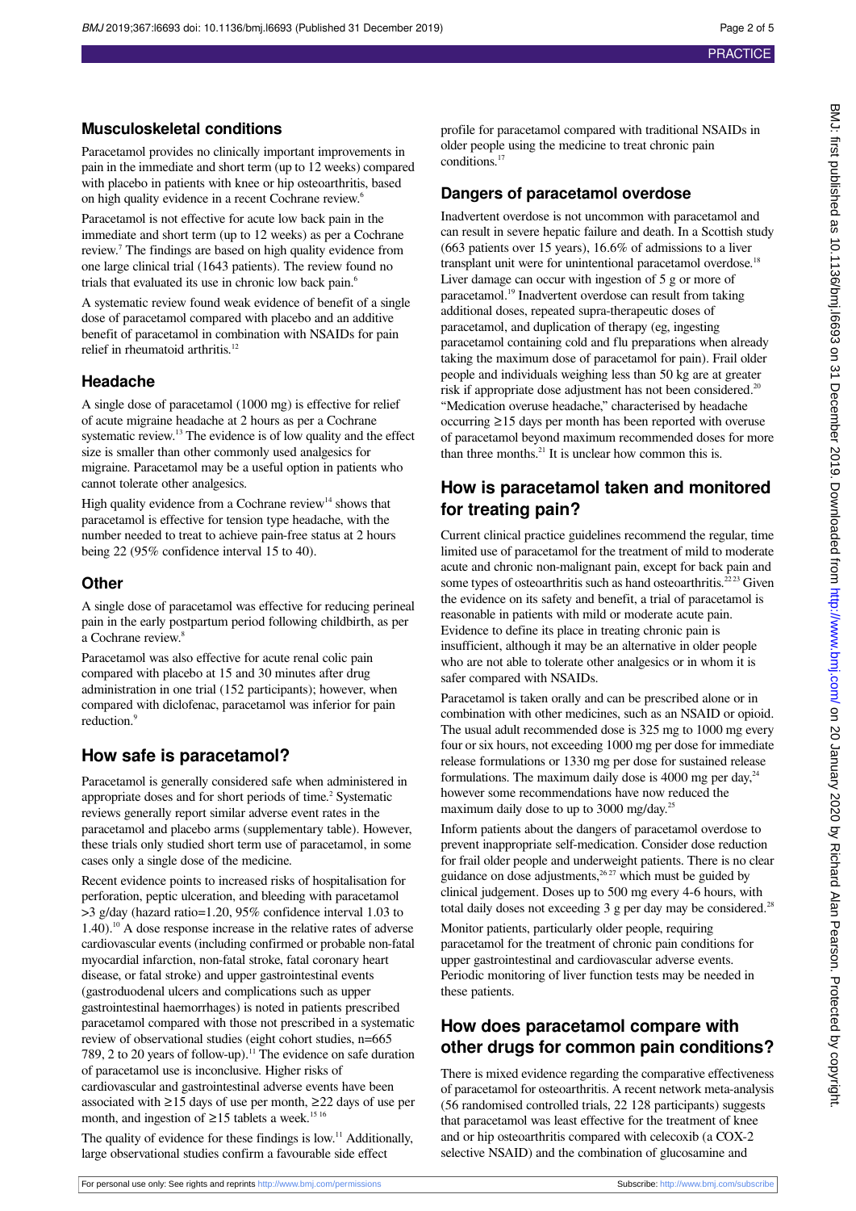## Musculoskeletal conditions

Paracetamol provides no clinically important improvements in pain in the immediate and short term (up to 12 weeks) compared with placebo in patients with knee or hip osteoarthritis, based on high quality evidence in a recent Cochrane review.[6]

Paracetamol is not effective for acute low back pain in the immediate and short term (up to 12 weeks) as per a Cochrane review.[7] The findings are based on high quality evidence from one large clinical trial (1643 patients). The review found no trials that evaluated its use in chronic low back pain.[6]

A systematic review found weak evidence of benefit of a single dose of paracetamol compared with placebo and an additive benefit of paracetamol in combination with NSAIDs for pain relief in rheumatoid arthritis.[12]

## Headache

A single dose of paracetamol (1000 mg) is effective for relief of acute migraine headache at 2 hours as per a Cochrane systematic review.[13] The evidence is of low quality and the effect size is smaller than other commonly used analgesics for migraine. Paracetamol may be a useful option in patients who cannot tolerate other analgesics.

High quality evidence from a Cochrane review[14] shows that paracetamol is effective for tension type headache, with the number needed to treat to achieve pain-free status at 2 hours being 22 (95% confidence interval 15 to 40).

## Other

A single dose of paracetamol was effective for reducing perineal pain in the early postpartum period following childbirth, as per a Cochrane review.[8]

Paracetamol was also effective for acute renal colic pain compared with placebo at 15 and 30 minutes after drug administration in one trial (152 participants); however, when compared with diclofenac, paracetamol was inferior for pain reduction.[9]

## How safe is paracetamol?

Paracetamol is generally considered safe when administered in appropriate doses and for short periods of time.[2] Systematic reviews generally report similar adverse event rates in the paracetamol and placebo arms (supplementary table). However, these trials only studied short term use of paracetamol, in some cases only a single dose of the medicine.

Recent evidence points to increased risks of hospitalisation for perforation, peptic ulceration, and bleeding with paracetamol >3 g/day (hazard ratio=1.20, 95% confidence interval 1.03 to 1.40).[10] A dose response increase in the relative rates of adverse cardiovascular events (including confirmed or probable non-fatal myocardial infarction, non-fatal stroke, fatal coronary heart disease, or fatal stroke) and upper gastrointestinal events (gastroduodenal ulcers and complications such as upper gastrointestinal haemorrhages) is noted in patients prescribed paracetamol compared with those not prescribed in a systematic review of observational studies (eight cohort studies, n=665 789, 2 to 20 years of follow-up).[11] The evidence on safe duration of paracetamol use is inconclusive. Higher risks of cardiovascular and gastrointestinal adverse events have been associated with ≥15 days of use per month, ≥22 days of use per month, and ingestion of ≥15 tablets a week.[15,16]

The quality of evidence for these findings is low.[11] Additionally, large observational studies confirm a favourable side effect profile for paracetamol compared with traditional NSAIDs in older people using the medicine to treat chronic pain conditions.[17]

## Dangers of paracetamol overdose

Inadvertent overdose is not uncommon with paracetamol and can result in severe hepatic failure and death. In a Scottish study (663 patients over 15 years), 16.6% of admissions to a liver transplant unit were for unintentional paracetamol overdose.[18] Liver damage can occur with ingestion of 5 g or more of paracetamol.[19] Inadvertent overdose can result from taking additional doses, repeated supra-therapeutic doses of paracetamol, and duplication of therapy (eg, ingesting paracetamol containing cold and flu preparations when already taking the maximum dose of paracetamol for pain). Frail older people and individuals weighing less than 50 kg are at greater risk if appropriate dose adjustment has not been considered.[20] "Medication overuse headache," characterised by headache occurring ≥15 days per month has been reported with overuse of paracetamol beyond maximum recommended doses for more than three months.[21] It is unclear how common this is.

## How is paracetamol taken and monitored for treating pain?

Current clinical practice guidelines recommend the regular, time limited use of paracetamol for the treatment of mild to moderate acute and chronic non-malignant pain, except for back pain and some types of osteoarthritis such as hand osteoarthritis.[22,23] Given the evidence on its safety and benefit, a trial of paracetamol is reasonable in patients with mild or moderate acute pain. Evidence to define its place in treating chronic pain is insufficient, although it may be an alternative in older people who are not able to tolerate other analgesics or in whom it is safer compared with NSAIDs.

Paracetamol is taken orally and can be prescribed alone or in combination with other medicines, such as an NSAID or opioid. The usual adult recommended dose is 325 mg to 1000 mg every four or six hours, not exceeding 1000 mg per dose for immediate release formulations or 1330 mg per dose for sustained release formulations. The maximum daily dose is 4000 mg per day,[24] however some recommendations have now reduced the maximum daily dose to up to 3000 mg/day.[25]

Inform patients about the dangers of paracetamol overdose to prevent inappropriate self-medication. Consider dose reduction for frail older people and underweight patients. There is no clear guidance on dose adjustments,[26,27] which must be guided by clinical judgement. Doses up to 500 mg every 4-6 hours, with total daily doses not exceeding 3 g per day may be considered.[28]

Monitor patients, particularly older people, requiring paracetamol for the treatment of chronic pain conditions for upper gastrointestinal and cardiovascular adverse events. Periodic monitoring of liver function tests may be needed in these patients.

## How does paracetamol compare with other drugs for common pain conditions?

There is mixed evidence regarding the comparative effectiveness of paracetamol for osteoarthritis. A recent network meta-analysis (56 randomised controlled trials, 22 128 participants) suggests that paracetamol was least effective for the treatment of knee and or hip osteoarthritis compared with celecoxib (a COX-2 selective NSAID) and the combination of glucosamine and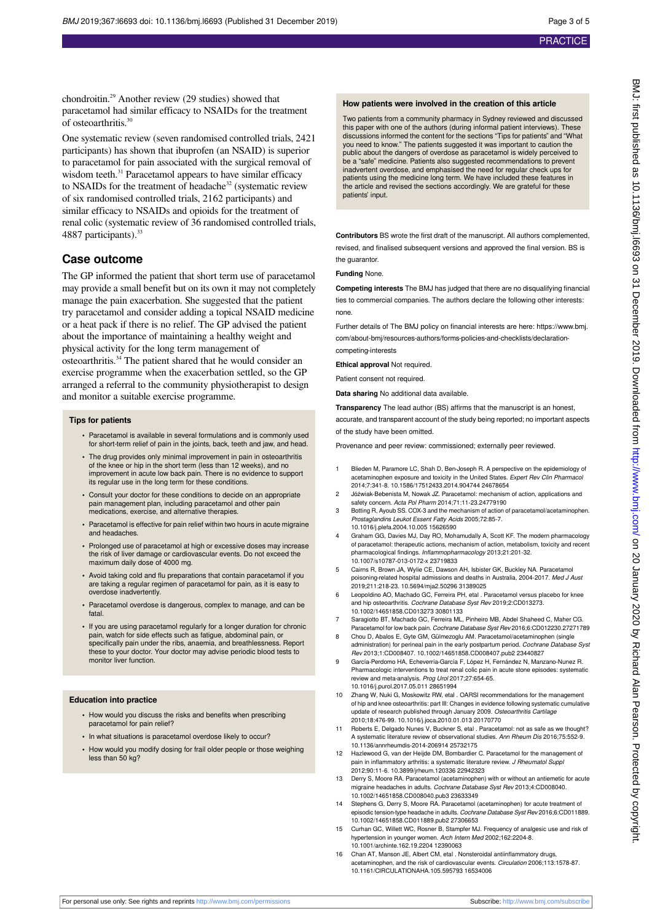chondroitin.[29] Another review (29 studies) showed that paracetamol had similar efficacy to NSAIDs for the treatment of osteoarthritis.[30]

One systematic review (seven randomised controlled trials, 2421 participants) has shown that ibuprofen (an NSAID) is superior to paracetamol for pain associated with the surgical removal of wisdom teeth.[31] Paracetamol appears to have similar efficacy to NSAIDs for the treatment of headache[32] (systematic review of six randomised controlled trials, 2162 participants) and similar efficacy to NSAIDs and opioids for the treatment of renal colic (systematic review of 36 randomised controlled trials, 4887 participants).[33]

## Case outcome

The GP informed the patient that short term use of paracetamol may provide a small benefit but on its own it may not completely manage the pain exacerbation. She suggested that the patient try paracetamol and consider adding a topical NSAID medicine or a heat pack if there is no relief. The GP advised the patient about the importance of maintaining a healthy weight and physical activity for the long term management of osteoarthritis.[34] The patient shared that he would consider an exercise programme when the exacerbation settled, so the GP arranged a referral to the community physiotherapist to design and monitor a suitable exercise programme.

### Tips for patients

- Paracetamol is available in several formulations and is commonly used for short-term relief of pain in the joints, back, teeth and jaw, and head.
- The drug provides only minimal improvement in pain in osteoarthritis of the knee or hip in the short term (less than 12 weeks), and no improvement in acute low back pain. There is no evidence to support its regular use in the long term for these conditions.
- Consult your doctor for these conditions to decide on an appropriate pain management plan, including paracetamol and other pain medications, exercise, and alternative therapies.
- Paracetamol is effective for pain relief within two hours in acute migraine and headaches.
- Prolonged use of paracetamol at high or excessive doses may increase the risk of liver damage or cardiovascular events. Do not exceed the maximum daily dose of 4000 mg.
- Avoid taking cold and flu preparations that contain paracetamol if you are taking a regular regimen of paracetamol for pain, as it is easy to overdose inadvertently.
- Paracetamol overdose is dangerous, complex to manage, and can be fatal.
- If you are using paracetamol regularly for a longer duration for chronic pain, watch for side effects such as fatigue, abdominal pain, or specifically pain under the ribs, anaemia, and breathlessness. Report these to your doctor. Your doctor may advise periodic blood tests to monitor liver function.

### Education into practice

- How would you discuss the risks and benefits when prescribing paracetamol for pain relief?
- In what situations is paracetamol overdose likely to occur?
- How would you modify dosing for frail older people or those weighing less than 50 kg?

### How patients were involved in the creation of this article

Two patients from a community pharmacy in Sydney reviewed and discussed this paper with one of the authors (during informal patient interviews). These discussions informed the content for the sections "Tips for patients" and "What you need to know." The patients suggested it was important to caution the public about the dangers of overdose as paracetamol is widely perceived to be a "safe" medicine. Patients also suggested recommendations to prevent inadvertent overdose, and emphasised the need for regular check ups for patients using the medicine long term. We have included these features in the article and revised the sections accordingly. We are grateful for these patients' input.

**Contributors** BS wrote the first draft of the manuscript. All authors complemented, revised, and finalised subsequent versions and approved the final version. BS is the guarantor.

**Funding** None.

**Competing interests** The BMJ has judged that there are no disqualifying financial ties to commercial companies. The authors declare the following other interests: none.

Further details of The BMJ policy on financial interests are here: https://www.bmj.com/about-bmj/resources-authors/forms-policies-and-checklists/declaration-competing-interests

**Ethical approval** Not required.

Patient consent not required.

**Data sharing** No additional data available.

**Transparency** The lead author (BS) affirms that the manuscript is an honest, accurate, and transparent account of the study being reported; no important aspects of the study have been omitted.

Provenance and peer review: commissioned; externally peer reviewed.

1. Blieden M, Paramore LC, Shah D, Ben-Joseph R. A perspective on the epidemiology of acetaminophen exposure and toxicity in the United States. *Expert Rev Clin Pharmacol* 2014;7:341-8. 10.1586/17512433.2014.904744 24678654
2. Jóźwiak-Bebenista M, Nowak JZ. Paracetamol: mechanism of action, applications and safety concern. *Acta Pol Pharm* 2014;71:11-23.24779190
3. Botting R, Ayoub SS. COX-3 and the mechanism of action of paracetamol/acetaminophen. *Prostaglandins Leukot Essent Fatty Acids* 2005;72:85-7. 10.1016/j.plefa.2004.10.005 15626590
4. Graham GG, Davies MJ, Day RO, Mohamudally A, Scott KF. The modern pharmacology of paracetamol: therapeutic actions, mechanism of action, metabolism, toxicity and recent pharmacological findings. *Inflammopharmacology* 2013;21:201-32. 10.1007/s10787-013-0172-x 23719833
5. Cairns R, Brown JA, Wylie CE, Dawson AH, Isbister GK, Buckley NA. Paracetamol poisoning-related hospital admissions and deaths in Australia, 2004-2017. *Med J Aust* 2019;211:218-23. 10.5694/mja2.50296 31389025
6. Leopoldino AO, Machado GC, Ferreira PH, etal . Paracetamol versus placebo for knee and hip osteoarthritis. *Cochrane Database Syst Rev* 2019;2:CD013273. 10.1002/14651858.CD013273 30801133
7. Saragiotto BT, Machado GC, Ferreira ML, Pinheiro MB, Abdel Shaheed C, Maher CG. Paracetamol for low back pain. *Cochrane Database Syst Rev* 2016;6:CD012230.27271789
8. Chou D, Abalos E, Gyte GM, Gülmezoglu AM. Paracetamol/acetaminophen (single administration) for perineal pain in the early postpartum period. *Cochrane Database Syst Rev* 2013;1:CD008407. 10.1002/14651858.CD008407.pub2 23440827
9. García-Perdomo HA, Echeverría-García F, López H, Fernández N, Manzano-Nunez R. Pharmacologic interventions to treat renal colic pain in acute stone episodes: systematic review and meta-analysis. *Prog Urol* 2017;27:654-65. 10.1016/j.purol.2017.05.011 28651994
10. Zhang W, Nuki G, Moskowitz RW, etal . OARSI recommendations for the management of hip and knee osteoarthritis: part III: Changes in evidence following systematic cumulative update of research published through January 2009. *Osteoarthritis Cartilage* 2010;18:476-99. 10.1016/j.joca.2010.01.013 20170770
11. Roberts E, Delgado Nunes V, Buckner S, etal . Paracetamol: not as safe as we thought? A systematic literature review of observational studies. *Ann Rheum Dis* 2016;75:552-9. 10.1136/annrheumdis-2014-206914 25732175
12. Hazlewood G, van der Heijde DM, Bombardier C. Paracetamol for the management of pain in inflammatory arthritis: a systematic literature review. *J Rheumatol Suppl* 2012;90:11-6. 10.3899/jrheum.120336 22942323
13. Derry S, Moore RA. Paracetamol (acetaminophen) with or without an antiemetic for acute migraine headaches in adults. *Cochrane Database Syst Rev* 2013;4:CD008040. 10.1002/14651858.CD008040.pub3 23633349
14. Stephens G, Derry S, Moore RA. Paracetamol (acetaminophen) for acute treatment of episodic tension-type headache in adults. *Cochrane Database Syst Rev* 2016;6:CD011889. 10.1002/14651858.CD011889.pub2 27306653
15. Curhan GC, Willett WC, Rosner B, Stampfer MJ. Frequency of analgesic use and risk of hypertension in younger women. *Arch Intern Med* 2002;162:2204-8. 10.1001/archinte.162.19.2204 12390063
16. Chan AT, Manson JE, Albert CM, etal . Nonsteroidal antiinflammatory drugs, acetaminophen, and the risk of cardiovascular events. *Circulation* 2006;113:1578-87. 10.1161/CIRCULATIONAHA.105.595793 16534006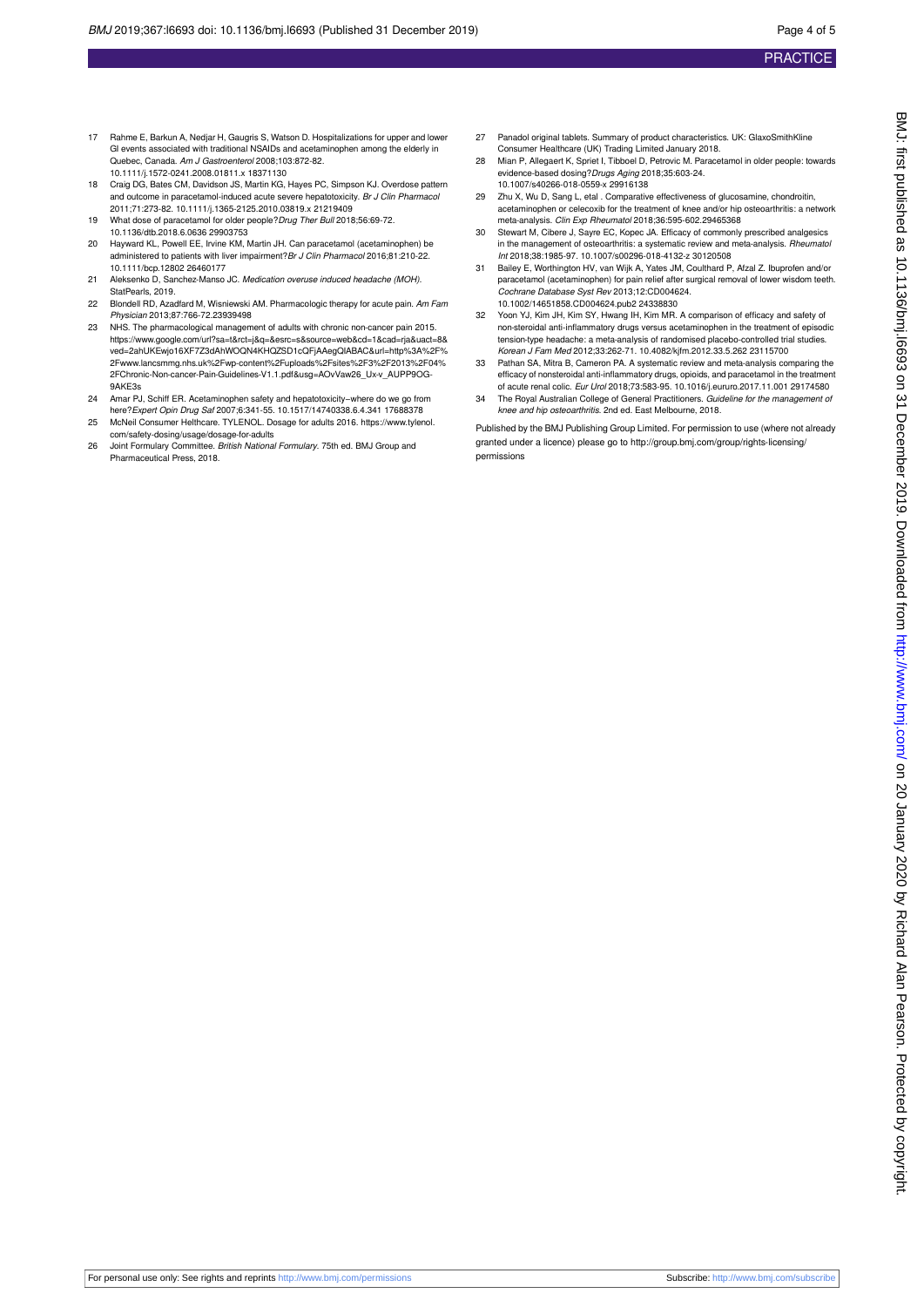17 Rahme E, Barkun A, Nedjar H, Gaugris S, Watson D. Hospitalizations for upper and lower GI events associated with traditional NSAIDs and acetaminophen among the elderly in Quebec, Canada. *Am J Gastroenterol* 2008;103:872-82. 10.1111/j.1572-0241.2008.01811.x 18371130

18 Craig DG, Bates CM, Davidson JS, Martin KG, Hayes PC, Simpson KJ. Overdose pattern and outcome in paracetamol-induced acute severe hepatotoxicity. *Br J Clin Pharmacol* 2011;71:273-82. 10.1111/j.1365-2125.2010.03819.x 21219409

19 What dose of paracetamol for older people? *Drug Ther Bull* 2018;56:69-72. 10.1136/dtb.2018.6.0636 29903753

20 Hayward KL, Powell EE, Irvine KM, Martin JH. Can paracetamol (acetaminophen) be administered to patients with liver impairment? *Br J Clin Pharmacol* 2016;81:210-22. 10.1111/bcp.12802 26460177

21 Aleksenko D, Sanchez-Manso JC. *Medication overuse induced headache (MOH)*. StatPearls, 2019.

22 Blondell RD, Azadfard M, Wisniewski AM. Pharmacologic therapy for acute pain. *Am Fam Physician* 2013;87:766-72.23939498

23 NHS. The pharmacological management of adults with chronic non-cancer pain 2015. https://www.google.com/url?sa=t&rct=j&q=&esrc=s&source=web&cd=1&cad=rja&uact=8&ved=2ahUKEwjo16XF7Z3dAhWOQN4KHQZSD1cQFjAAegQIABAC&url=http%3A%2F%2Fwww.lancsmmg.nhs.uk%2Fwp-content%2Fuploads%2Fsites%2F3%2F2013%2F04%2FChronic-Non-cancer-Pain-Guidelines-V1.1.pdf&usg=AOvVaw26_Ux-v_AUPP9OG-9AKE3s

24 Amar PJ, Schiff ER. Acetaminophen safety and hepatotoxicity--where do we go from here? *Expert Opin Drug Saf* 2007;6:341-55. 10.1517/14740338.6.4.341 17688378

25 McNeil Consumer Helthcare. TYLENOL. Dosage for adults 2016. https://www.tylenol.com/safety-dosing/usage/dosage-for-adults

26 Joint Formulary Committee. *British National Formulary*. 75th ed. BMJ Group and Pharmaceutical Press, 2018.

27 Panadol original tablets. Summary of product characteristics. UK: GlaxoSmithKline Consumer Healthcare (UK) Trading Limited January 2018.

28 Mian P, Allegaert K, Spriet I, Tibboel D, Petrovic M. Paracetamol in older people: towards evidence-based dosing? *Drugs Aging* 2018;35:603-24. 10.1007/s40266-018-0559-x 29916138

29 Zhu X, Wu D, Sang L, etal . Comparative effectiveness of glucosamine, chondroitin, acetaminophen or celecoxib for the treatment of knee and/or hip osteoarthritis: a network meta-analysis. *Clin Exp Rheumatol* 2018;36:595-602.29465368

30 Stewart M, Cibere J, Sayre EC, Kopec JA. Efficacy of commonly prescribed analgesics in the management of osteoarthritis: a systematic review and meta-analysis. *Rheumatol Int* 2018;38:1985-97. 10.1007/s00296-018-4132-z 30120508

31 Bailey E, Worthington HV, van Wijk A, Yates JM, Coulthard P, Afzal Z. Ibuprofen and/or paracetamol (acetaminophen) for pain relief after surgical removal of lower wisdom teeth. *Cochrane Database Syst Rev* 2013;12:CD004624. 10.1002/14651858.CD004624.pub2 24338830

32 Yoon YJ, Kim JH, Kim SY, Hwang IH, Kim MR. A comparison of efficacy and safety of non-steroidal anti-inflammatory drugs versus acetaminophen in the treatment of episodic tension-type headache: a meta-analysis of randomised placebo-controlled trial studies. *Korean J Fam Med* 2012;33:262-71. 10.4082/kjfm.2012.33.5.262 23115700

33 Pathan SA, Mitra B, Cameron PA. A systematic review and meta-analysis comparing the efficacy of nonsteroidal anti-inflammatory drugs, opioids, and paracetamol in the treatment of acute renal colic. *Eur Urol* 2018;73:583-95. 10.1016/j.eururo.2017.11.001 29174580

34 The Royal Australian College of General Practitioners. *Guideline for the management of knee and hip osteoarthritis*. 2nd ed. East Melbourne, 2018.

Published by the BMJ Publishing Group Limited. For permission to use (where not already granted under a licence) please go to http://group.bmj.com/group/rights-licensing/permissions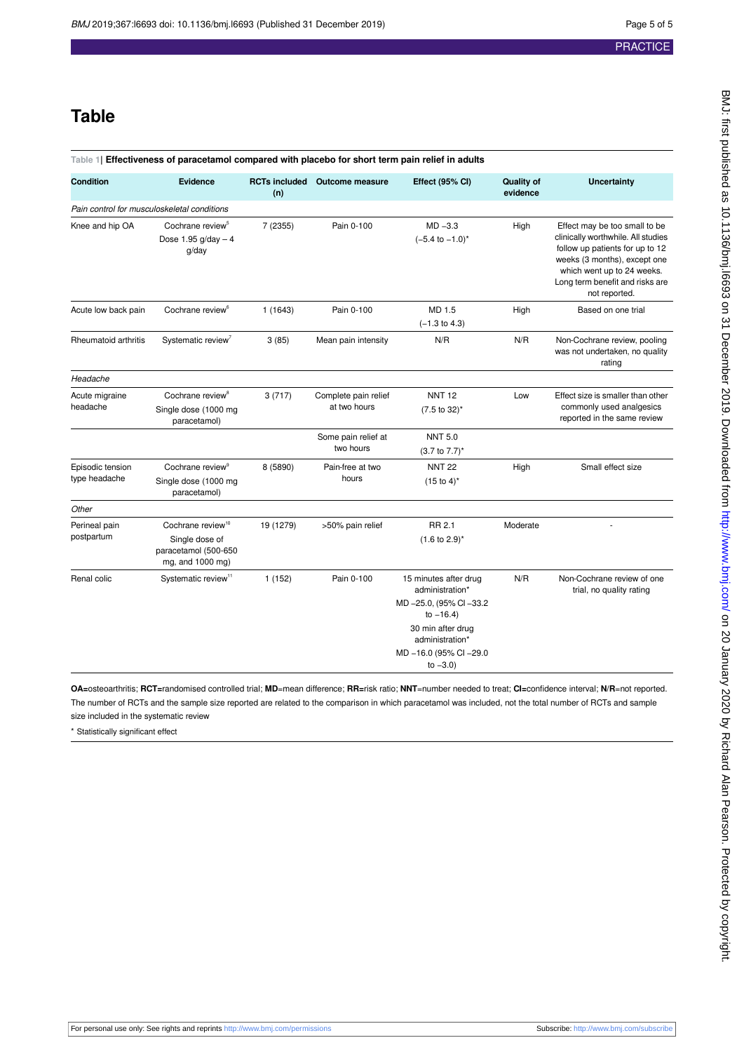# Table

**Table 1| Effectiveness of paracetamol compared with placebo for short term pain relief in adults**

| Condition | Evidence | RCTs included (n) | Outcome measure | Effect (95% CI) | Quality of evidence | Uncertainty |
|---|---|---|---|---|---|---|
| *Pain control for musculoskeletal conditions* | | | | | | |
| Knee and hip OA | Cochrane review[5] Dose 1.95 g/day – 4 g/day | 7 (2355) | Pain 0-100 | MD −3.3 (−5.4 to −1.0)* | High | Effect may be too small to be clinically worthwhile. All studies follow up patients for up to 12 weeks (3 months), except one which went up to 24 weeks. Long term benefit and risks are not reported. |
| Acute low back pain | Cochrane review[6] | 1 (1643) | Pain 0-100 | MD 1.5 (−1.3 to 4.3) | High | Based on one trial |
| Rheumatoid arthritis | Systematic review[7] | 3 (85) | Mean pain intensity | N/R | N/R | Non-Cochrane review, pooling was not undertaken, no quality rating |
| *Headache* | | | | | | |
| Acute migraine headache | Cochrane review[8] Single dose (1000 mg paracetamol) | 3 (717) | Complete pain relief at two hours | NNT 12 (7.5 to 32)* | Low | Effect size is smaller than other commonly used analgesics reported in the same review |
| | | | Some pain relief at two hours | NNT 5.0 (3.7 to 7.7)* | | |
| Episodic tension type headache | Cochrane review[9] Single dose (1000 mg paracetamol) | 8 (5890) | Pain-free at two hours | NNT 22 (15 to 4)* | High | Small effect size |
| *Other* | | | | | | |
| Perineal pain postpartum | Cochrane review[10] Single dose of paracetamol (500-650 mg, and 1000 mg) | 19 (1279) | >50% pain relief | RR 2.1 (1.6 to 2.9)* | Moderate | - |
| Renal colic | Systematic review[11] | 1 (152) | Pain 0-100 | 15 minutes after drug administration* MD −25.0, (95% CI −33.2 to −16.4) 30 min after drug administration* MD −16.0 (95% CI −29.0 to −3.0) | N/R | Non-Cochrane review of one trial, no quality rating |

**OA=**osteoarthritis; **RCT=**randomised controlled trial; **MD**=mean difference; **RR=**risk ratio; **NNT**=number needed to treat; **CI=**confidence interval; **N/R**=not reported. The number of RCTs and the sample size reported are related to the comparison in which paracetamol was included, not the total number of RCTs and sample size included in the systematic review

\* Statistically significant effect